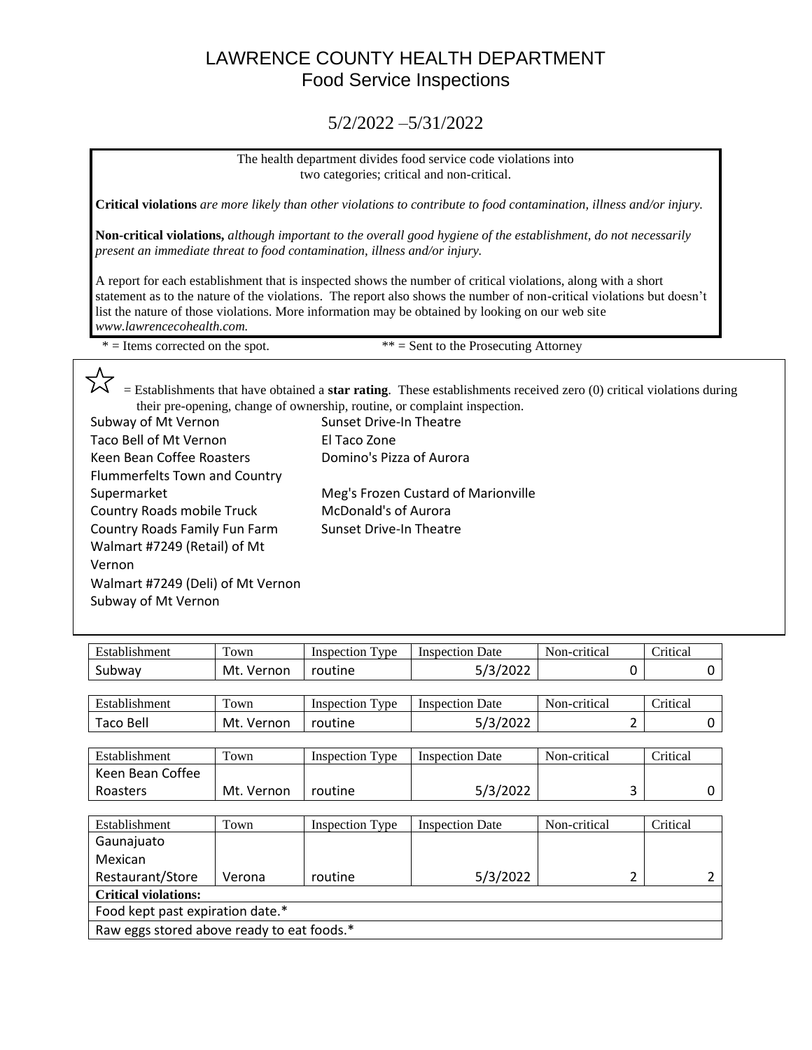# LAWRENCE COUNTY HEALTH DEPARTMENT
## Food Service Inspections

5/2/2022 –5/31/2022

The health department divides food service code violations into two categories; critical and non-critical.

**Critical violations** *are more likely than other violations to contribute to food contamination, illness and/or injury.*

**Non-critical violations,** *although important to the overall good hygiene of the establishment, do not necessarily present an immediate threat to food contamination, illness and/or injury.*

A report for each establishment that is inspected shows the number of critical violations, along with a short statement as to the nature of the violations. The report also shows the number of non-critical violations but doesn't list the nature of those violations. More information may be obtained by looking on our web site *www.lawrencecohealth.com.*

\* = Items corrected on the spot. ** = Sent to the Prosecuting Attorney

☆ = Establishments that have obtained a **star rating**. These establishments received zero (0) critical violations during their pre-opening, change of ownership, routine, or complaint inspection.

- Subway of Mt Vernon
- Taco Bell of Mt Vernon
- Keen Bean Coffee Roasters
- Flummerfelts Town and Country Supermarket
- Country Roads mobile Truck
- Country Roads Family Fun Farm
- Walmart #7249 (Retail) of Mt Vernon
- Walmart #7249 (Deli) of Mt Vernon
- Subway of Mt Vernon
- Sunset Drive-In Theatre
- El Taco Zone
- Domino's Pizza of Aurora
- Meg's Frozen Custard of Marionville
- McDonald's of Aurora
- Sunset Drive-In Theatre

| Establishment | Town | Inspection Type | Inspection Date | Non-critical | Critical |
|---|---|---|---|---|---|
| Subway | Mt. Vernon | routine | 5/3/2022 | 0 | 0 |

| Establishment | Town | Inspection Type | Inspection Date | Non-critical | Critical |
|---|---|---|---|---|---|
| Taco Bell | Mt. Vernon | routine | 5/3/2022 | 2 | 0 |

| Establishment | Town | Inspection Type | Inspection Date | Non-critical | Critical |
|---|---|---|---|---|---|
| Keen Bean Coffee Roasters | Mt. Vernon | routine | 5/3/2022 | 3 | 0 |

| Establishment | Town | Inspection Type | Inspection Date | Non-critical | Critical |
|---|---|---|---|---|---|
| Gaunajuato Mexican Restaurant/Store | Verona | routine | 5/3/2022 | 2 | 2 |
| **Critical violations:** | | | | | |
| Food kept past expiration date.* | | | | | |
| Raw eggs stored above ready to eat foods.* | | | | | |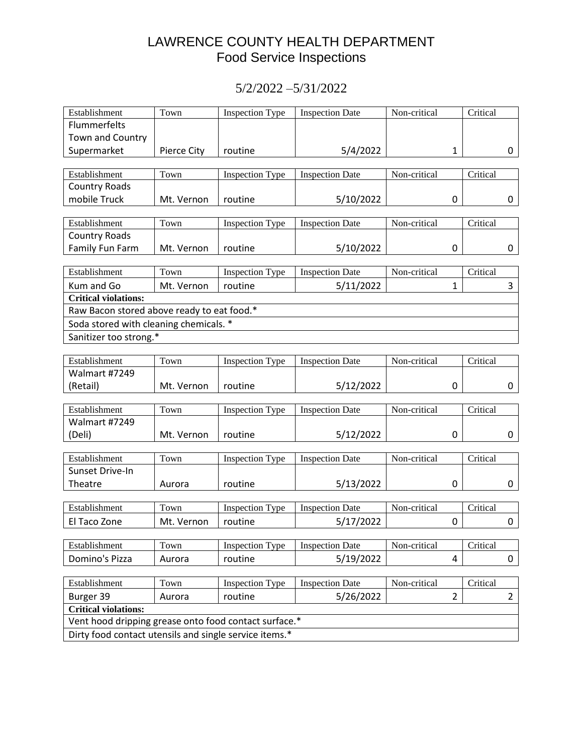# LAWRENCE COUNTY HEALTH DEPARTMENT
## Food Service Inspections

5/2/2022 –5/31/2022

| Establishment | Town | Inspection Type | Inspection Date | Non-critical | Critical |
|---|---|---|---|---|---|
| Flummerfelts Town and Country Supermarket | Pierce City | routine | 5/4/2022 | 1 | 0 |

| Establishment | Town | Inspection Type | Inspection Date | Non-critical | Critical |
|---|---|---|---|---|---|
| Country Roads mobile Truck | Mt. Vernon | routine | 5/10/2022 | 0 | 0 |

| Establishment | Town | Inspection Type | Inspection Date | Non-critical | Critical |
|---|---|---|---|---|---|
| Country Roads Family Fun Farm | Mt. Vernon | routine | 5/10/2022 | 0 | 0 |

| Establishment | Town | Inspection Type | Inspection Date | Non-critical | Critical |
|---|---|---|---|---|---|
| Kum and Go | Mt. Vernon | routine | 5/11/2022 | 1 | 3 |
| **Critical violations:** | | | | | |
| Raw Bacon stored above ready to eat food.* | | | | | |
| Soda stored with cleaning chemicals. * | | | | | |
| Sanitizer too strong.* | | | | | |

| Establishment | Town | Inspection Type | Inspection Date | Non-critical | Critical |
|---|---|---|---|---|---|
| Walmart #7249 (Retail) | Mt. Vernon | routine | 5/12/2022 | 0 | 0 |

| Establishment | Town | Inspection Type | Inspection Date | Non-critical | Critical |
|---|---|---|---|---|---|
| Walmart #7249 (Deli) | Mt. Vernon | routine | 5/12/2022 | 0 | 0 |

| Establishment | Town | Inspection Type | Inspection Date | Non-critical | Critical |
|---|---|---|---|---|---|
| Sunset Drive-In Theatre | Aurora | routine | 5/13/2022 | 0 | 0 |

| Establishment | Town | Inspection Type | Inspection Date | Non-critical | Critical |
|---|---|---|---|---|---|
| El Taco Zone | Mt. Vernon | routine | 5/17/2022 | 0 | 0 |

| Establishment | Town | Inspection Type | Inspection Date | Non-critical | Critical |
|---|---|---|---|---|---|
| Domino's Pizza | Aurora | routine | 5/19/2022 | 4 | 0 |

| Establishment | Town | Inspection Type | Inspection Date | Non-critical | Critical |
|---|---|---|---|---|---|
| Burger 39 | Aurora | routine | 5/26/2022 | 2 | 2 |
| **Critical violations:** | | | | | |
| Vent hood dripping grease onto food contact surface.* | | | | | |
| Dirty food contact utensils and single service items.* | | | | | |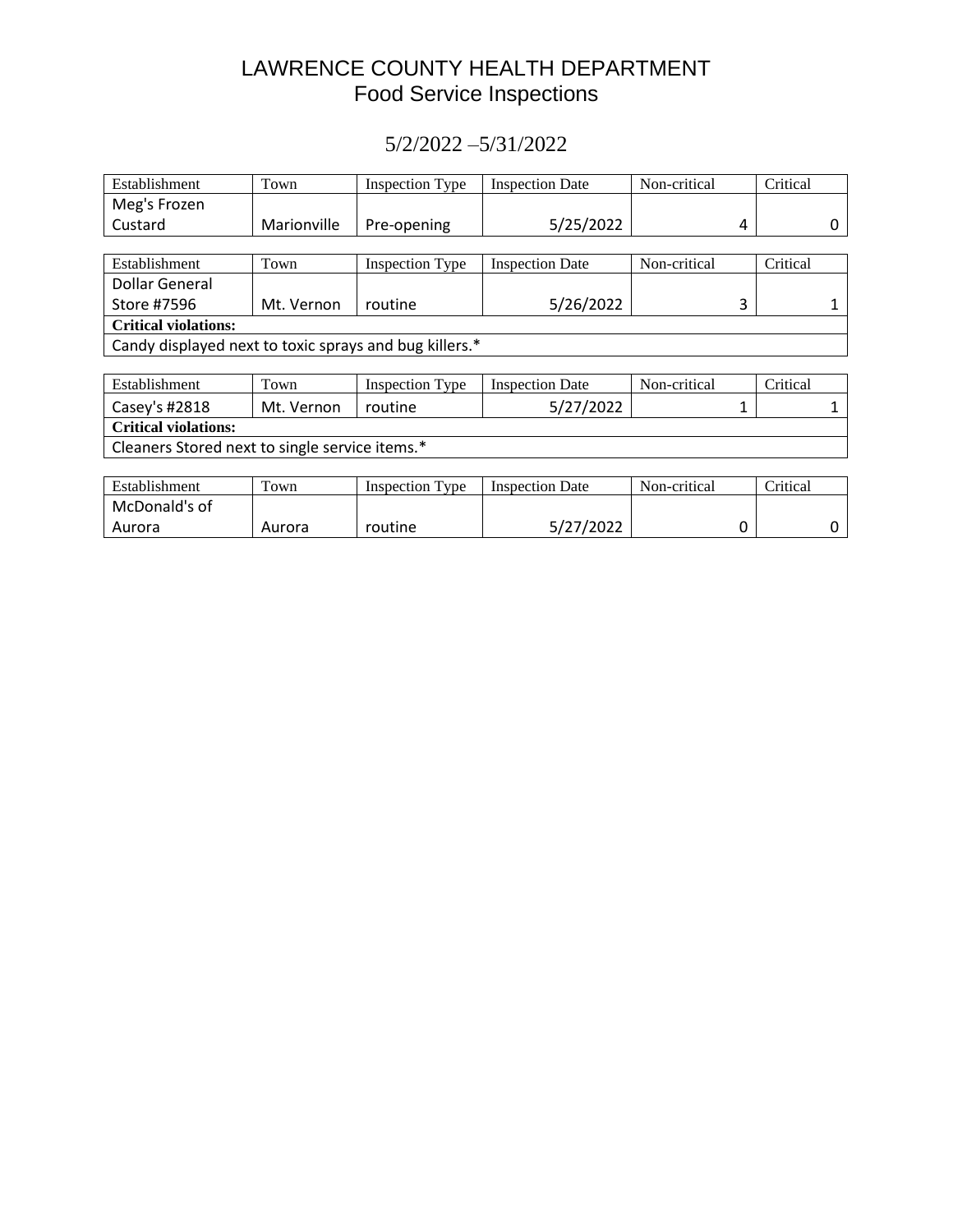# LAWRENCE COUNTY HEALTH DEPARTMENT
## Food Service Inspections

5/2/2022 –5/31/2022

| Establishment | Town | Inspection Type | Inspection Date | Non-critical | Critical |
|---|---|---|---|---|---|
| Meg's Frozen Custard | Marionville | Pre-opening | 5/25/2022 | 4 | 0 |

| Establishment | Town | Inspection Type | Inspection Date | Non-critical | Critical |
|---|---|---|---|---|---|
| Dollar General Store #7596 | Mt. Vernon | routine | 5/26/2022 | 3 | 1 |
| **Critical violations:** | | | | | |
| Candy displayed next to toxic sprays and bug killers.* | | | | | |

| Establishment | Town | Inspection Type | Inspection Date | Non-critical | Critical |
|---|---|---|---|---|---|
| Casey's #2818 | Mt. Vernon | routine | 5/27/2022 | 1 | 1 |
| **Critical violations:** | | | | | |
| Cleaners Stored next to single service items.* | | | | | |

| Establishment | Town | Inspection Type | Inspection Date | Non-critical | Critical |
|---|---|---|---|---|---|
| McDonald's of Aurora | Aurora | routine | 5/27/2022 | 0 | 0 |